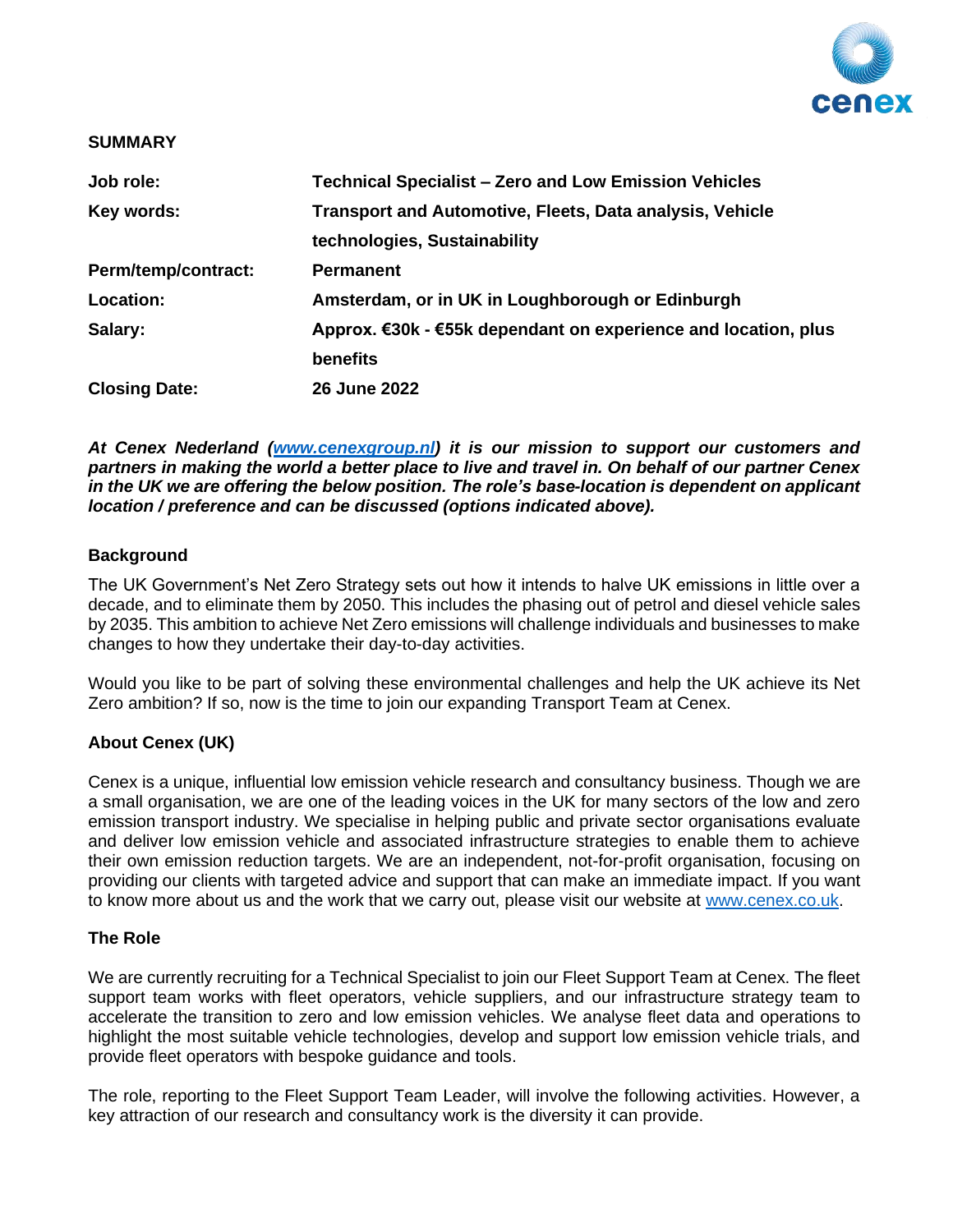## SUMMARY

| | |
|---|---|
| **Job role:** | **Technical Specialist – Zero and Low Emission Vehicles** |
| **Key words:** | **Transport and Automotive, Fleets, Data analysis, Vehicle technologies, Sustainability** |
| **Perm/temp/contract:** | **Permanent** |
| **Location:** | **Amsterdam, or in UK in Loughborough or Edinburgh** |
| **Salary:** | **Approx. €30k - €55k dependant on experience and location, plus benefits** |
| **Closing Date:** | **26 June 2022** |

***At Cenex Nederland ([www.cenexgroup.nl](http://www.cenexgroup.nl)) it is our mission to support our customers and partners in making the world a better place to live and travel in. On behalf of our partner Cenex in the UK we are offering the below position. The role's base-location is dependent on applicant location / preference and can be discussed (options indicated above).***

### Background

The UK Government's Net Zero Strategy sets out how it intends to halve UK emissions in little over a decade, and to eliminate them by 2050. This includes the phasing out of petrol and diesel vehicle sales by 2035. This ambition to achieve Net Zero emissions will challenge individuals and businesses to make changes to how they undertake their day-to-day activities.

Would you like to be part of solving these environmental challenges and help the UK achieve its Net Zero ambition? If so, now is the time to join our expanding Transport Team at Cenex.

### About Cenex (UK)

Cenex is a unique, influential low emission vehicle research and consultancy business. Though we are a small organisation, we are one of the leading voices in the UK for many sectors of the low and zero emission transport industry. We specialise in helping public and private sector organisations evaluate and deliver low emission vehicle and associated infrastructure strategies to enable them to achieve their own emission reduction targets. We are an independent, not-for-profit organisation, focusing on providing our clients with targeted advice and support that can make an immediate impact. If you want to know more about us and the work that we carry out, please visit our website at [www.cenex.co.uk](http://www.cenex.co.uk).

### The Role

We are currently recruiting for a Technical Specialist to join our Fleet Support Team at Cenex. The fleet support team works with fleet operators, vehicle suppliers, and our infrastructure strategy team to accelerate the transition to zero and low emission vehicles. We analyse fleet data and operations to highlight the most suitable vehicle technologies, develop and support low emission vehicle trials, and provide fleet operators with bespoke guidance and tools.

The role, reporting to the Fleet Support Team Leader, will involve the following activities. However, a key attraction of our research and consultancy work is the diversity it can provide.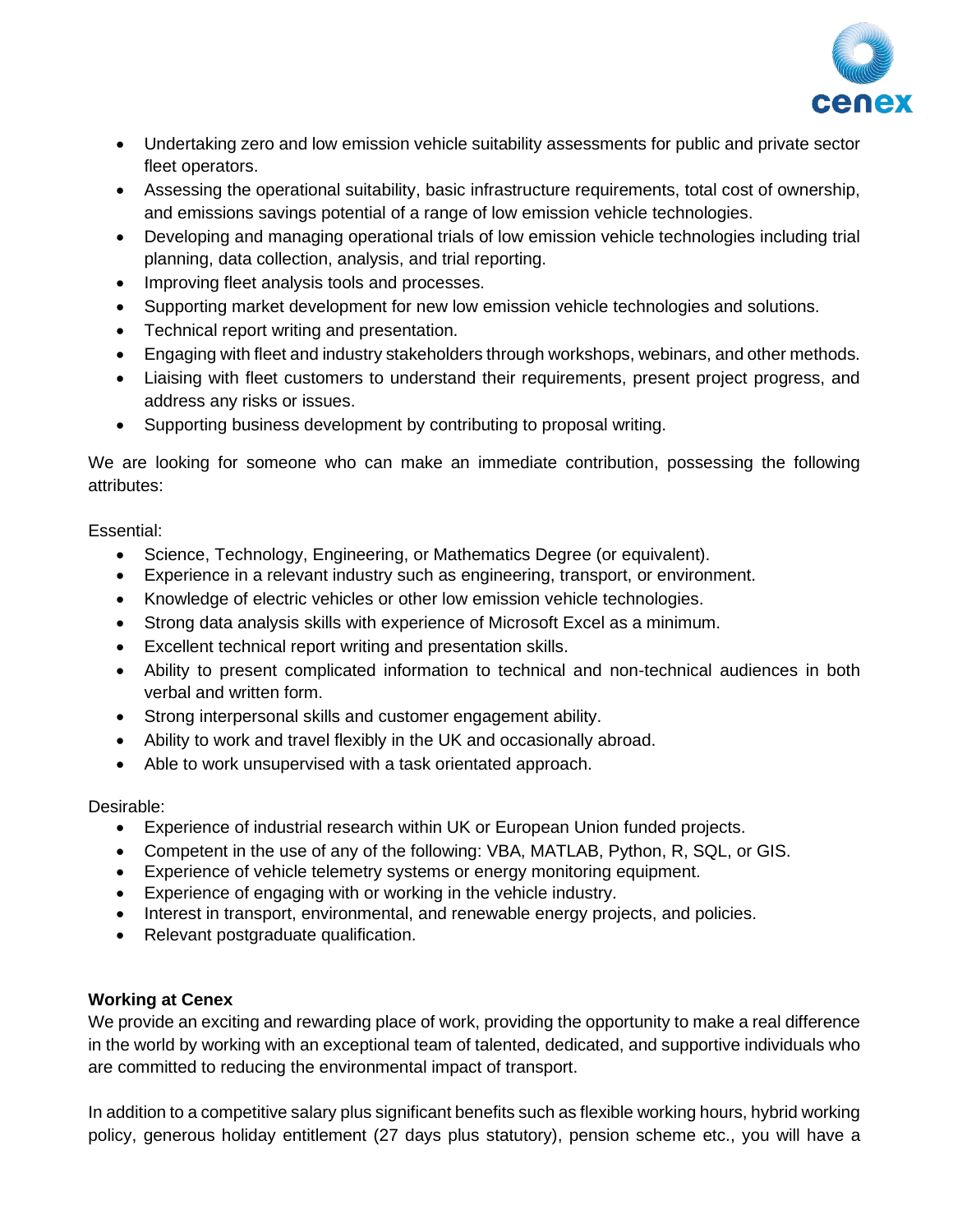- Undertaking zero and low emission vehicle suitability assessments for public and private sector fleet operators.
- Assessing the operational suitability, basic infrastructure requirements, total cost of ownership, and emissions savings potential of a range of low emission vehicle technologies.
- Developing and managing operational trials of low emission vehicle technologies including trial planning, data collection, analysis, and trial reporting.
- Improving fleet analysis tools and processes.
- Supporting market development for new low emission vehicle technologies and solutions.
- Technical report writing and presentation.
- Engaging with fleet and industry stakeholders through workshops, webinars, and other methods.
- Liaising with fleet customers to understand their requirements, present project progress, and address any risks or issues.
- Supporting business development by contributing to proposal writing.

We are looking for someone who can make an immediate contribution, possessing the following attributes:

Essential:

- Science, Technology, Engineering, or Mathematics Degree (or equivalent).
- Experience in a relevant industry such as engineering, transport, or environment.
- Knowledge of electric vehicles or other low emission vehicle technologies.
- Strong data analysis skills with experience of Microsoft Excel as a minimum.
- Excellent technical report writing and presentation skills.
- Ability to present complicated information to technical and non-technical audiences in both verbal and written form.
- Strong interpersonal skills and customer engagement ability.
- Ability to work and travel flexibly in the UK and occasionally abroad.
- Able to work unsupervised with a task orientated approach.

Desirable:

- Experience of industrial research within UK or European Union funded projects.
- Competent in the use of any of the following: VBA, MATLAB, Python, R, SQL, or GIS.
- Experience of vehicle telemetry systems or energy monitoring equipment.
- Experience of engaging with or working in the vehicle industry.
- Interest in transport, environmental, and renewable energy projects, and policies.
- Relevant postgraduate qualification.

**Working at Cenex**

We provide an exciting and rewarding place of work, providing the opportunity to make a real difference in the world by working with an exceptional team of talented, dedicated, and supportive individuals who are committed to reducing the environmental impact of transport.

In addition to a competitive salary plus significant benefits such as flexible working hours, hybrid working policy, generous holiday entitlement (27 days plus statutory), pension scheme etc., you will have a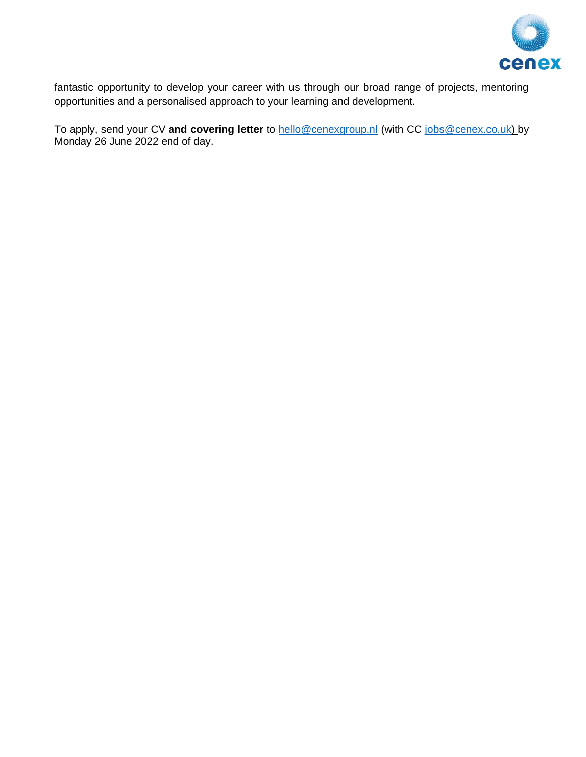fantastic opportunity to develop your career with us through our broad range of projects, mentoring opportunities and a personalised approach to your learning and development.

To apply, send your CV **and covering letter** to hello@cenexgroup.nl (with CC jobs@cenex.co.uk) by Monday 26 June 2022 end of day.